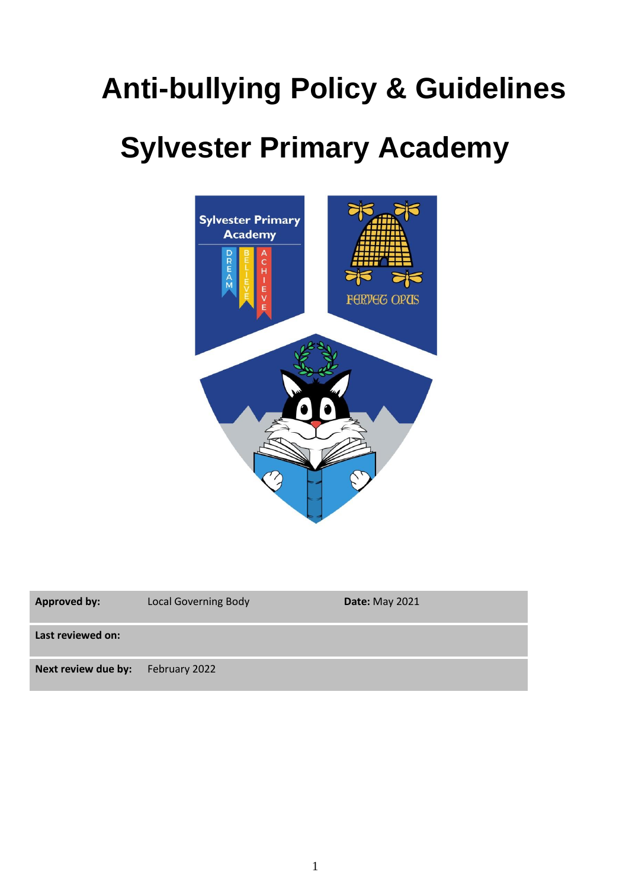# Anti-bullying Policy & Guidelines

# Sylvester Primary Academy

| **Approved by:** | Local Governing Body | **Date:** May 2021 |
|---|---|---|
| **Last reviewed on:** | | |
| **Next review due by:** | February 2022 | |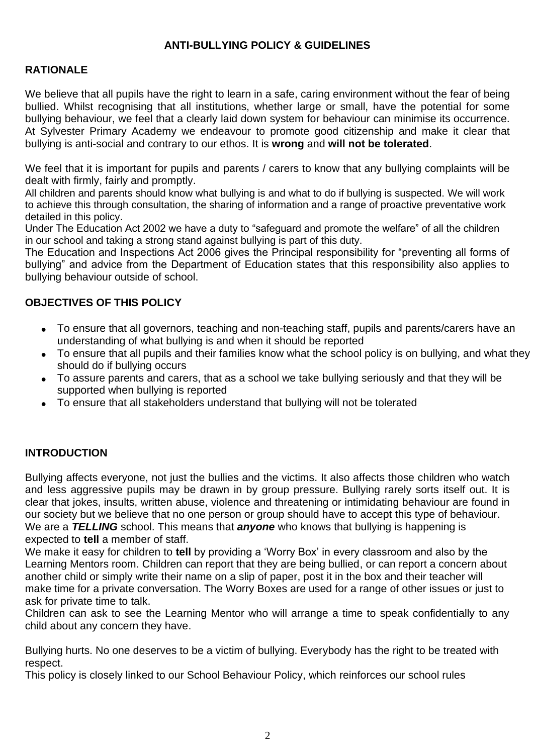# ANTI-BULLYING POLICY & GUIDELINES

## RATIONALE

We believe that all pupils have the right to learn in a safe, caring environment without the fear of being bullied. Whilst recognising that all institutions, whether large or small, have the potential for some bullying behaviour, we feel that a clearly laid down system for behaviour can minimise its occurrence. At Sylvester Primary Academy we endeavour to promote good citizenship and make it clear that bullying is anti-social and contrary to our ethos. It is **wrong** and **will not be tolerated**.

We feel that it is important for pupils and parents / carers to know that any bullying complaints will be dealt with firmly, fairly and promptly.

All children and parents should know what bullying is and what to do if bullying is suspected. We will work to achieve this through consultation, the sharing of information and a range of proactive preventative work detailed in this policy.

Under The Education Act 2002 we have a duty to "safeguard and promote the welfare" of all the children in our school and taking a strong stand against bullying is part of this duty.

The Education and Inspections Act 2006 gives the Principal responsibility for "preventing all forms of bullying" and advice from the Department of Education states that this responsibility also applies to bullying behaviour outside of school.

## OBJECTIVES OF THIS POLICY

- To ensure that all governors, teaching and non-teaching staff, pupils and parents/carers have an understanding of what bullying is and when it should be reported
- To ensure that all pupils and their families know what the school policy is on bullying, and what they should do if bullying occurs
- To assure parents and carers, that as a school we take bullying seriously and that they will be supported when bullying is reported
- To ensure that all stakeholders understand that bullying will not be tolerated

## INTRODUCTION

Bullying affects everyone, not just the bullies and the victims. It also affects those children who watch and less aggressive pupils may be drawn in by group pressure. Bullying rarely sorts itself out. It is clear that jokes, insults, written abuse, violence and threatening or intimidating behaviour are found in our society but we believe that no one person or group should have to accept this type of behaviour.

We are a ***TELLING*** school. This means that ***anyone*** who knows that bullying is happening is expected to **tell** a member of staff.

We make it easy for children to **tell** by providing a 'Worry Box' in every classroom and also by the Learning Mentors room. Children can report that they are being bullied, or can report a concern about another child or simply write their name on a slip of paper, post it in the box and their teacher will make time for a private conversation. The Worry Boxes are used for a range of other issues or just to ask for private time to talk.

Children can ask to see the Learning Mentor who will arrange a time to speak confidentially to any child about any concern they have.

Bullying hurts. No one deserves to be a victim of bullying. Everybody has the right to be treated with respect.

This policy is closely linked to our School Behaviour Policy, which reinforces our school rules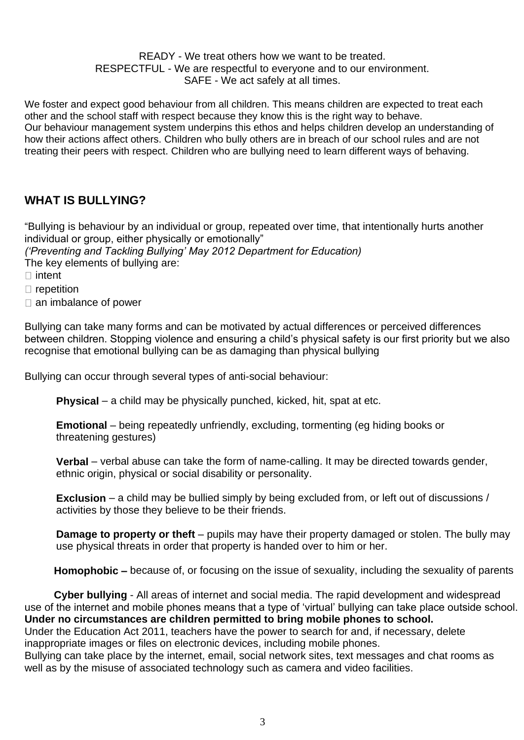READY - We treat others how we want to be treated.
RESPECTFUL - We are respectful to everyone and to our environment.
SAFE - We act safely at all times.

We foster and expect good behaviour from all children. This means children are expected to treat each other and the school staff with respect because they know this is the right way to behave.
Our behaviour management system underpins this ethos and helps children develop an understanding of how their actions affect others. Children who bully others are in breach of our school rules and are not treating their peers with respect. Children who are bullying need to learn different ways of behaving.

## WHAT IS BULLYING?

"Bullying is behaviour by an individual or group, repeated over time, that intentionally hurts another individual or group, either physically or emotionally"
*('Preventing and Tackling Bullying' May 2012 Department for Education)*
The key elements of bullying are:

- intent
- repetition
- an imbalance of power

Bullying can take many forms and can be motivated by actual differences or perceived differences between children. Stopping violence and ensuring a child's physical safety is our first priority but we also recognise that emotional bullying can be as damaging than physical bullying

Bullying can occur through several types of anti-social behaviour:

**Physical** – a child may be physically punched, kicked, hit, spat at etc.

**Emotional** – being repeatedly unfriendly, excluding, tormenting (eg hiding books or threatening gestures)

**Verbal** – verbal abuse can take the form of name-calling. It may be directed towards gender, ethnic origin, physical or social disability or personality.

**Exclusion** – a child may be bullied simply by being excluded from, or left out of discussions / activities by those they believe to be their friends.

**Damage to property or theft** – pupils may have their property damaged or stolen. The bully may use physical threats in order that property is handed over to him or her.

**Homophobic –** because of, or focusing on the issue of sexuality, including the sexuality of parents

**Cyber bullying** - All areas of internet and social media. The rapid development and widespread use of the internet and mobile phones means that a type of 'virtual' bullying can take place outside school.
**Under no circumstances are children permitted to bring mobile phones to school.**
Under the Education Act 2011, teachers have the power to search for and, if necessary, delete inappropriate images or files on electronic devices, including mobile phones.
Bullying can take place by the internet, email, social network sites, text messages and chat rooms as well as by the misuse of associated technology such as camera and video facilities.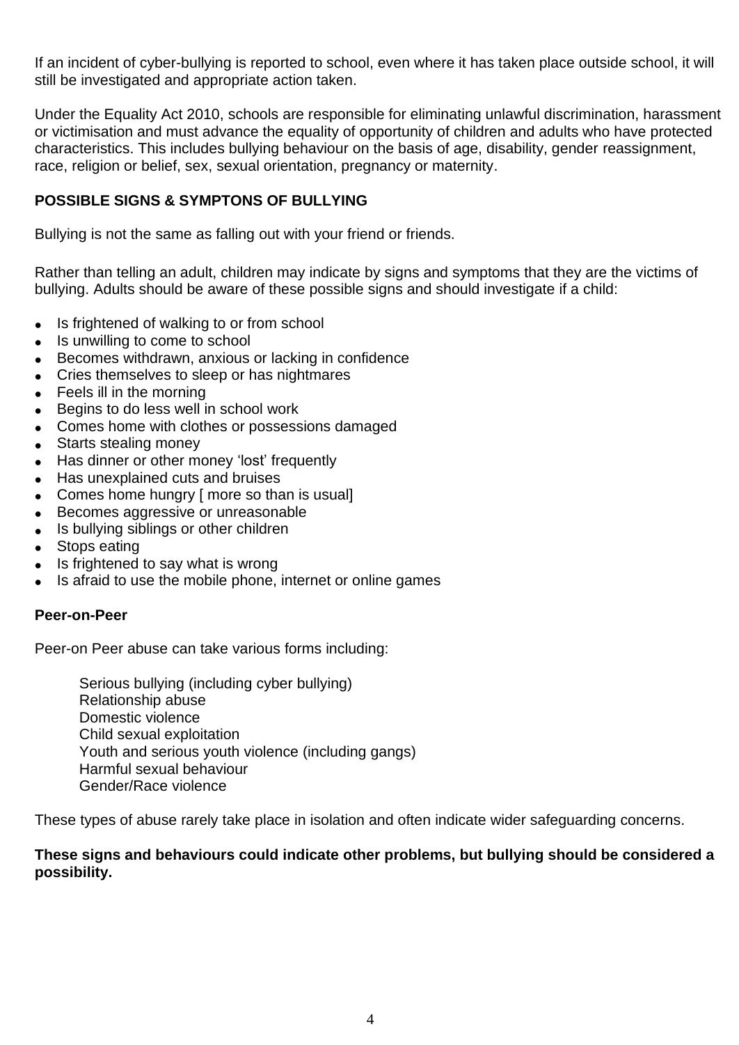If an incident of cyber-bullying is reported to school, even where it has taken place outside school, it will still be investigated and appropriate action taken.

Under the Equality Act 2010, schools are responsible for eliminating unlawful discrimination, harassment or victimisation and must advance the equality of opportunity of children and adults who have protected characteristics. This includes bullying behaviour on the basis of age, disability, gender reassignment, race, religion or belief, sex, sexual orientation, pregnancy or maternity.

**POSSIBLE SIGNS & SYMPTONS OF BULLYING**

Bullying is not the same as falling out with your friend or friends.

Rather than telling an adult, children may indicate by signs and symptoms that they are the victims of bullying. Adults should be aware of these possible signs and should investigate if a child:

- Is frightened of walking to or from school
- Is unwilling to come to school
- Becomes withdrawn, anxious or lacking in confidence
- Cries themselves to sleep or has nightmares
- Feels ill in the morning
- Begins to do less well in school work
- Comes home with clothes or possessions damaged
- Starts stealing money
- Has dinner or other money 'lost' frequently
- Has unexplained cuts and bruises
- Comes home hungry [ more so than is usual]
- Becomes aggressive or unreasonable
- Is bullying siblings or other children
- Stops eating
- Is frightened to say what is wrong
- Is afraid to use the mobile phone, internet or online games

**Peer-on-Peer**

Peer-on Peer abuse can take various forms including:

Serious bullying (including cyber bullying)
Relationship abuse
Domestic violence
Child sexual exploitation
Youth and serious youth violence (including gangs)
Harmful sexual behaviour
Gender/Race violence

These types of abuse rarely take place in isolation and often indicate wider safeguarding concerns.

**These signs and behaviours could indicate other problems, but bullying should be considered a possibility.**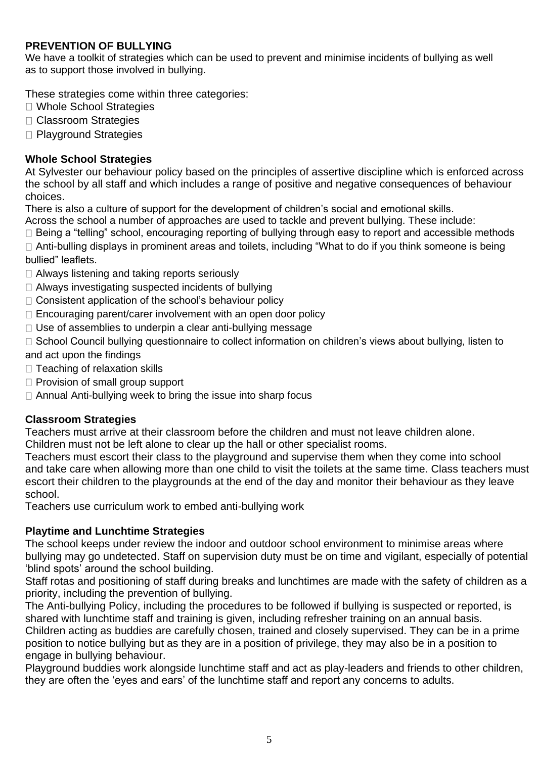## PREVENTION OF BULLYING

We have a toolkit of strategies which can be used to prevent and minimise incidents of bullying as well as to support those involved in bullying.

These strategies come within three categories:

- Whole School Strategies
- Classroom Strategies
- Playground Strategies

### Whole School Strategies

At Sylvester our behaviour policy based on the principles of assertive discipline which is enforced across the school by all staff and which includes a range of positive and negative consequences of behaviour choices.

There is also a culture of support for the development of children's social and emotional skills.

Across the school a number of approaches are used to tackle and prevent bullying. These include:

- Being a "telling" school, encouraging reporting of bullying through easy to report and accessible methods
- Anti-bulling displays in prominent areas and toilets, including "What to do if you think someone is being bullied" leaflets.
- Always listening and taking reports seriously
- Always investigating suspected incidents of bullying
- Consistent application of the school's behaviour policy
- Encouraging parent/carer involvement with an open door policy
- Use of assemblies to underpin a clear anti-bullying message
- School Council bullying questionnaire to collect information on children's views about bullying, listen to and act upon the findings
- Teaching of relaxation skills
- Provision of small group support
- Annual Anti-bullying week to bring the issue into sharp focus

### Classroom Strategies

Teachers must arrive at their classroom before the children and must not leave children alone.

Children must not be left alone to clear up the hall or other specialist rooms.

Teachers must escort their class to the playground and supervise them when they come into school and take care when allowing more than one child to visit the toilets at the same time. Class teachers must escort their children to the playgrounds at the end of the day and monitor their behaviour as they leave school.

Teachers use curriculum work to embed anti-bullying work

### Playtime and Lunchtime Strategies

The school keeps under review the indoor and outdoor school environment to minimise areas where bullying may go undetected. Staff on supervision duty must be on time and vigilant, especially of potential 'blind spots' around the school building.

Staff rotas and positioning of staff during breaks and lunchtimes are made with the safety of children as a priority, including the prevention of bullying.

The Anti-bullying Policy, including the procedures to be followed if bullying is suspected or reported, is shared with lunchtime staff and training is given, including refresher training on an annual basis.

Children acting as buddies are carefully chosen, trained and closely supervised. They can be in a prime position to notice bullying but as they are in a position of privilege, they may also be in a position to engage in bullying behaviour.

Playground buddies work alongside lunchtime staff and act as play-leaders and friends to other children, they are often the 'eyes and ears' of the lunchtime staff and report any concerns to adults.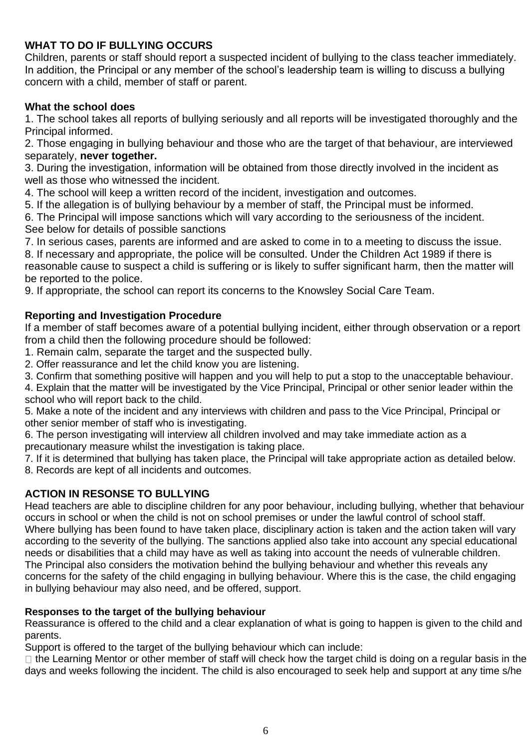## WHAT TO DO IF BULLYING OCCURS

Children, parents or staff should report a suspected incident of bullying to the class teacher immediately. In addition, the Principal or any member of the school's leadership team is willing to discuss a bullying concern with a child, member of staff or parent.

### What the school does

1. The school takes all reports of bullying seriously and all reports will be investigated thoroughly and the Principal informed.
2. Those engaging in bullying behaviour and those who are the target of that behaviour, are interviewed separately, **never together.**
3. During the investigation, information will be obtained from those directly involved in the incident as well as those who witnessed the incident.
4. The school will keep a written record of the incident, investigation and outcomes.
5. If the allegation is of bullying behaviour by a member of staff, the Principal must be informed.
6. The Principal will impose sanctions which will vary according to the seriousness of the incident. See below for details of possible sanctions
7. In serious cases, parents are informed and are asked to come in to a meeting to discuss the issue.
8. If necessary and appropriate, the police will be consulted. Under the Children Act 1989 if there is reasonable cause to suspect a child is suffering or is likely to suffer significant harm, then the matter will be reported to the police.
9. If appropriate, the school can report its concerns to the Knowsley Social Care Team.

### Reporting and Investigation Procedure

If a member of staff becomes aware of a potential bullying incident, either through observation or a report from a child then the following procedure should be followed:

1. Remain calm, separate the target and the suspected bully.
2. Offer reassurance and let the child know you are listening.
3. Confirm that something positive will happen and you will help to put a stop to the unacceptable behaviour.
4. Explain that the matter will be investigated by the Vice Principal, Principal or other senior leader within the school who will report back to the child.
5. Make a note of the incident and any interviews with children and pass to the Vice Principal, Principal or other senior member of staff who is investigating.
6. The person investigating will interview all children involved and may take immediate action as a precautionary measure whilst the investigation is taking place.
7. If it is determined that bullying has taken place, the Principal will take appropriate action as detailed below.
8. Records are kept of all incidents and outcomes.

## ACTION IN RESONSE TO BULLYING

Head teachers are able to discipline children for any poor behaviour, including bullying, whether that behaviour occurs in school or when the child is not on school premises or under the lawful control of school staff.
Where bullying has been found to have taken place, disciplinary action is taken and the action taken will vary according to the severity of the bullying. The sanctions applied also take into account any special educational needs or disabilities that a child may have as well as taking into account the needs of vulnerable children.
The Principal also considers the motivation behind the bullying behaviour and whether this reveals any concerns for the safety of the child engaging in bullying behaviour. Where this is the case, the child engaging in bullying behaviour may also need, and be offered, support.

### Responses to the target of the bullying behaviour

Reassurance is offered to the child and a clear explanation of what is going to happen is given to the child and parents.
Support is offered to the target of the bullying behaviour which can include:

- the Learning Mentor or other member of staff will check how the target child is doing on a regular basis in the days and weeks following the incident. The child is also encouraged to seek help and support at any time s/he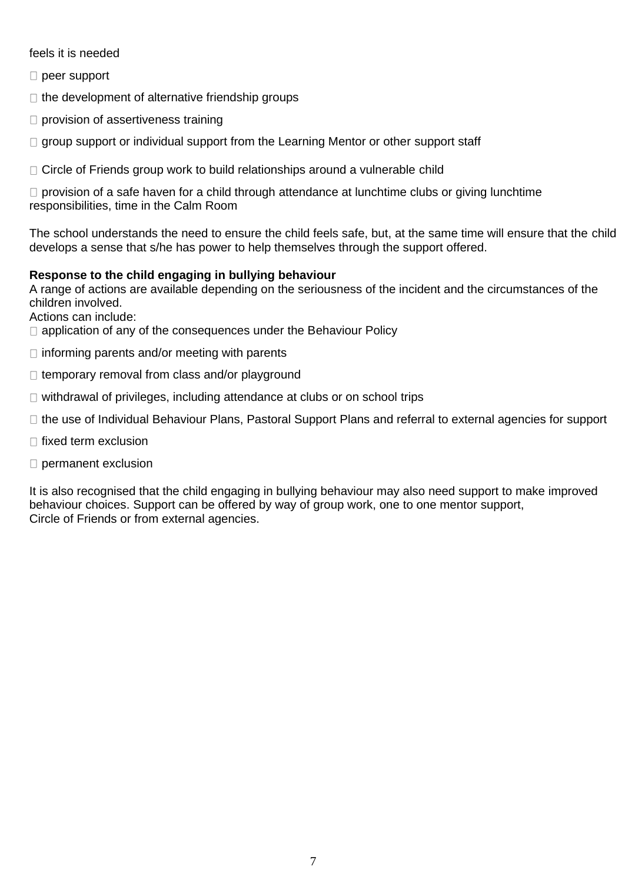feels it is needed

- peer support
- the development of alternative friendship groups
- provision of assertiveness training
- group support or individual support from the Learning Mentor or other support staff
- Circle of Friends group work to build relationships around a vulnerable child
- provision of a safe haven for a child through attendance at lunchtime clubs or giving lunchtime responsibilities, time in the Calm Room

The school understands the need to ensure the child feels safe, but, at the same time will ensure that the child develops a sense that s/he has power to help themselves through the support offered.

**Response to the child engaging in bullying behaviour**
A range of actions are available depending on the seriousness of the incident and the circumstances of the children involved.
Actions can include:

- application of any of the consequences under the Behaviour Policy
- informing parents and/or meeting with parents
- temporary removal from class and/or playground
- withdrawal of privileges, including attendance at clubs or on school trips
- the use of Individual Behaviour Plans, Pastoral Support Plans and referral to external agencies for support
- fixed term exclusion
- permanent exclusion

It is also recognised that the child engaging in bullying behaviour may also need support to make improved behaviour choices. Support can be offered by way of group work, one to one mentor support, Circle of Friends or from external agencies.